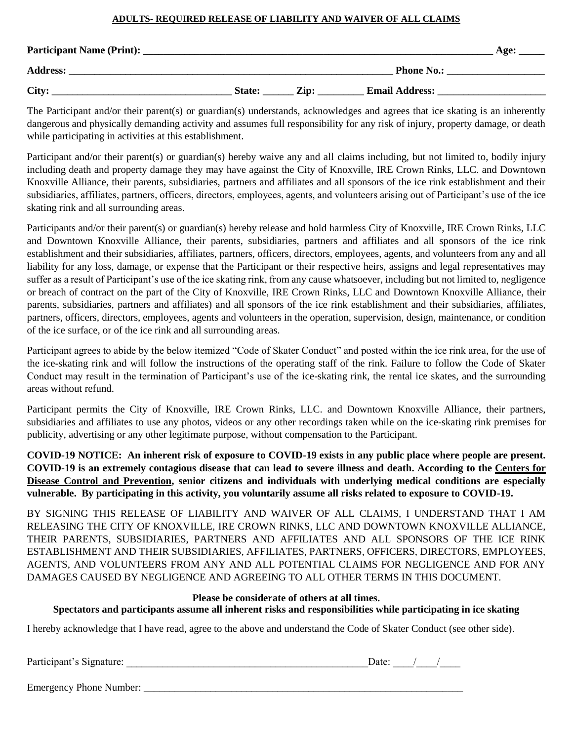## ADULTS- REQUIRED RELEASE OF LIABILITY AND WAIVER OF ALL CLAIMS

**Participant Name (Print):** ______________________________________________________________________ **Age:** _____

**Address:** ________________________________________________________________ **Phone No.:** ___________________

**City:** ___________________________________ **State:** ______ **Zip:** _________ **Email Address:** _____________________

The Participant and/or their parent(s) or guardian(s) understands, acknowledges and agrees that ice skating is an inherently dangerous and physically demanding activity and assumes full responsibility for any risk of injury, property damage, or death while participating in activities at this establishment.

Participant and/or their parent(s) or guardian(s) hereby waive any and all claims including, but not limited to, bodily injury including death and property damage they may have against the City of Knoxville, IRE Crown Rinks, LLC. and Downtown Knoxville Alliance, their parents, subsidiaries, partners and affiliates and all sponsors of the ice rink establishment and their subsidiaries, affiliates, partners, officers, directors, employees, agents, and volunteers arising out of Participant's use of the ice skating rink and all surrounding areas.

Participants and/or their parent(s) or guardian(s) hereby release and hold harmless City of Knoxville, IRE Crown Rinks, LLC and Downtown Knoxville Alliance, their parents, subsidiaries, partners and affiliates and all sponsors of the ice rink establishment and their subsidiaries, affiliates, partners, officers, directors, employees, agents, and volunteers from any and all liability for any loss, damage, or expense that the Participant or their respective heirs, assigns and legal representatives may suffer as a result of Participant's use of the ice skating rink, from any cause whatsoever, including but not limited to, negligence or breach of contract on the part of the City of Knoxville, IRE Crown Rinks, LLC and Downtown Knoxville Alliance, their parents, subsidiaries, partners and affiliates) and all sponsors of the ice rink establishment and their subsidiaries, affiliates, partners, officers, directors, employees, agents and volunteers in the operation, supervision, design, maintenance, or condition of the ice surface, or of the ice rink and all surrounding areas.

Participant agrees to abide by the below itemized "Code of Skater Conduct" and posted within the ice rink area, for the use of the ice-skating rink and will follow the instructions of the operating staff of the rink. Failure to follow the Code of Skater Conduct may result in the termination of Participant's use of the ice-skating rink, the rental ice skates, and the surrounding areas without refund.

Participant permits the City of Knoxville, IRE Crown Rinks, LLC. and Downtown Knoxville Alliance, their partners, subsidiaries and affiliates to use any photos, videos or any other recordings taken while on the ice-skating rink premises for publicity, advertising or any other legitimate purpose, without compensation to the Participant.

**COVID-19 NOTICE: An inherent risk of exposure to COVID-19 exists in any public place where people are present. COVID-19 is an extremely contagious disease that can lead to severe illness and death. According to the Centers for Disease Control and Prevention, senior citizens and individuals with underlying medical conditions are especially vulnerable. By participating in this activity, you voluntarily assume all risks related to exposure to COVID-19.**

BY SIGNING THIS RELEASE OF LIABILITY AND WAIVER OF ALL CLAIMS, I UNDERSTAND THAT I AM RELEASING THE CITY OF KNOXVILLE, IRE CROWN RINKS, LLC AND DOWNTOWN KNOXVILLE ALLIANCE, THEIR PARENTS, SUBSIDIARIES, PARTNERS AND AFFILIATES AND ALL SPONSORS OF THE ICE RINK ESTABLISHMENT AND THEIR SUBSIDIARIES, AFFILIATES, PARTNERS, OFFICERS, DIRECTORS, EMPLOYEES, AGENTS, AND VOLUNTEERS FROM ANY AND ALL POTENTIAL CLAIMS FOR NEGLIGENCE AND FOR ANY DAMAGES CAUSED BY NEGLIGENCE AND AGREEING TO ALL OTHER TERMS IN THIS DOCUMENT.

**Please be considerate of others at all times.**
**Spectators and participants assume all inherent risks and responsibilities while participating in ice skating**

I hereby acknowledge that I have read, agree to the above and understand the Code of Skater Conduct (see other side).

Participant's Signature: _________________________________________________ Date: ____/____/____

Emergency Phone Number: __________________________________________________________________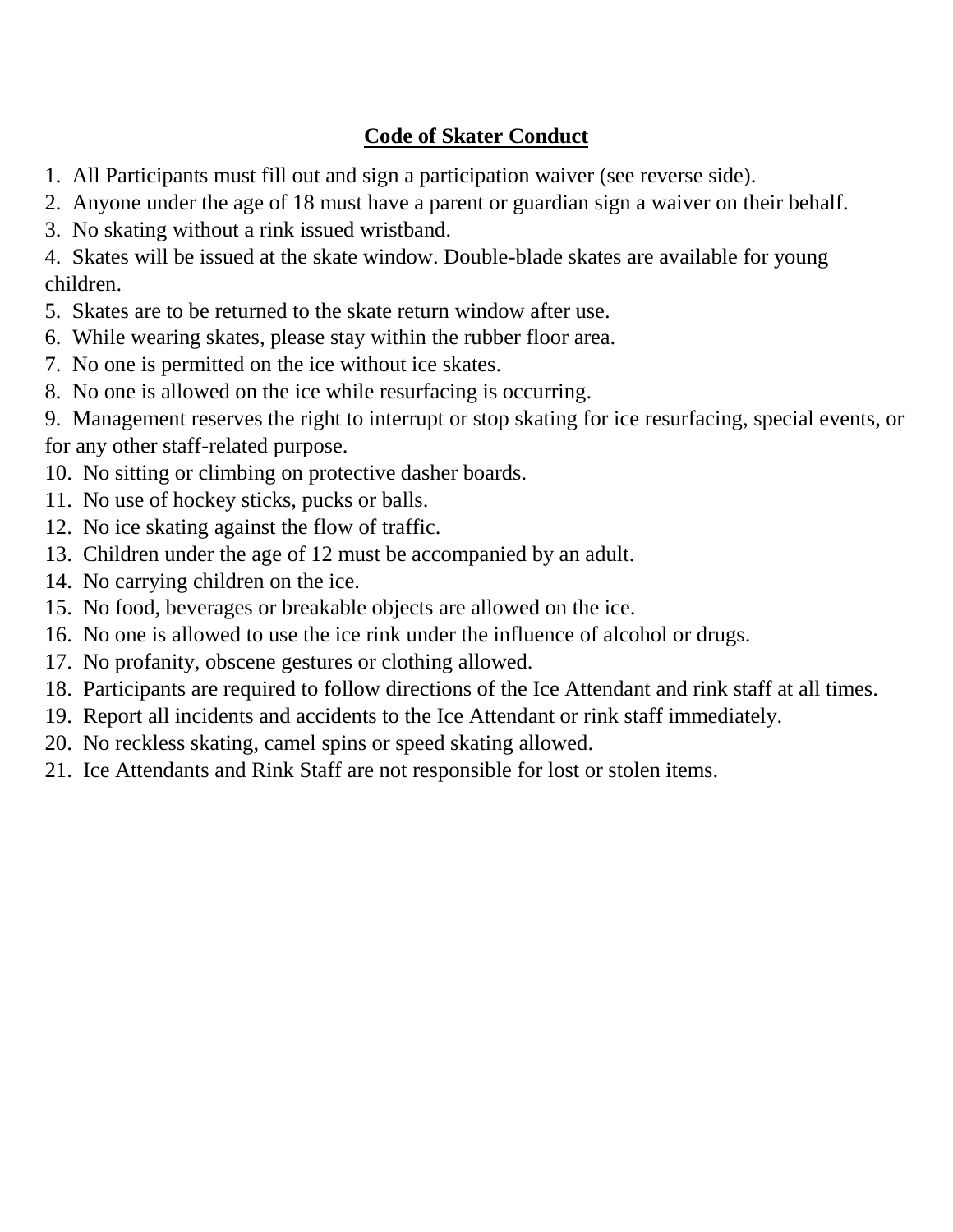## Code of Skater Conduct

1. All Participants must fill out and sign a participation waiver (see reverse side).
2. Anyone under the age of 18 must have a parent or guardian sign a waiver on their behalf.
3. No skating without a rink issued wristband.
4. Skates will be issued at the skate window. Double-blade skates are available for young children.
5. Skates are to be returned to the skate return window after use.
6. While wearing skates, please stay within the rubber floor area.
7. No one is permitted on the ice without ice skates.
8. No one is allowed on the ice while resurfacing is occurring.
9. Management reserves the right to interrupt or stop skating for ice resurfacing, special events, or for any other staff-related purpose.
10. No sitting or climbing on protective dasher boards.
11. No use of hockey sticks, pucks or balls.
12. No ice skating against the flow of traffic.
13. Children under the age of 12 must be accompanied by an adult.
14. No carrying children on the ice.
15. No food, beverages or breakable objects are allowed on the ice.
16. No one is allowed to use the ice rink under the influence of alcohol or drugs.
17. No profanity, obscene gestures or clothing allowed.
18. Participants are required to follow directions of the Ice Attendant and rink staff at all times.
19. Report all incidents and accidents to the Ice Attendant or rink staff immediately.
20. No reckless skating, camel spins or speed skating allowed.
21. Ice Attendants and Rink Staff are not responsible for lost or stolen items.